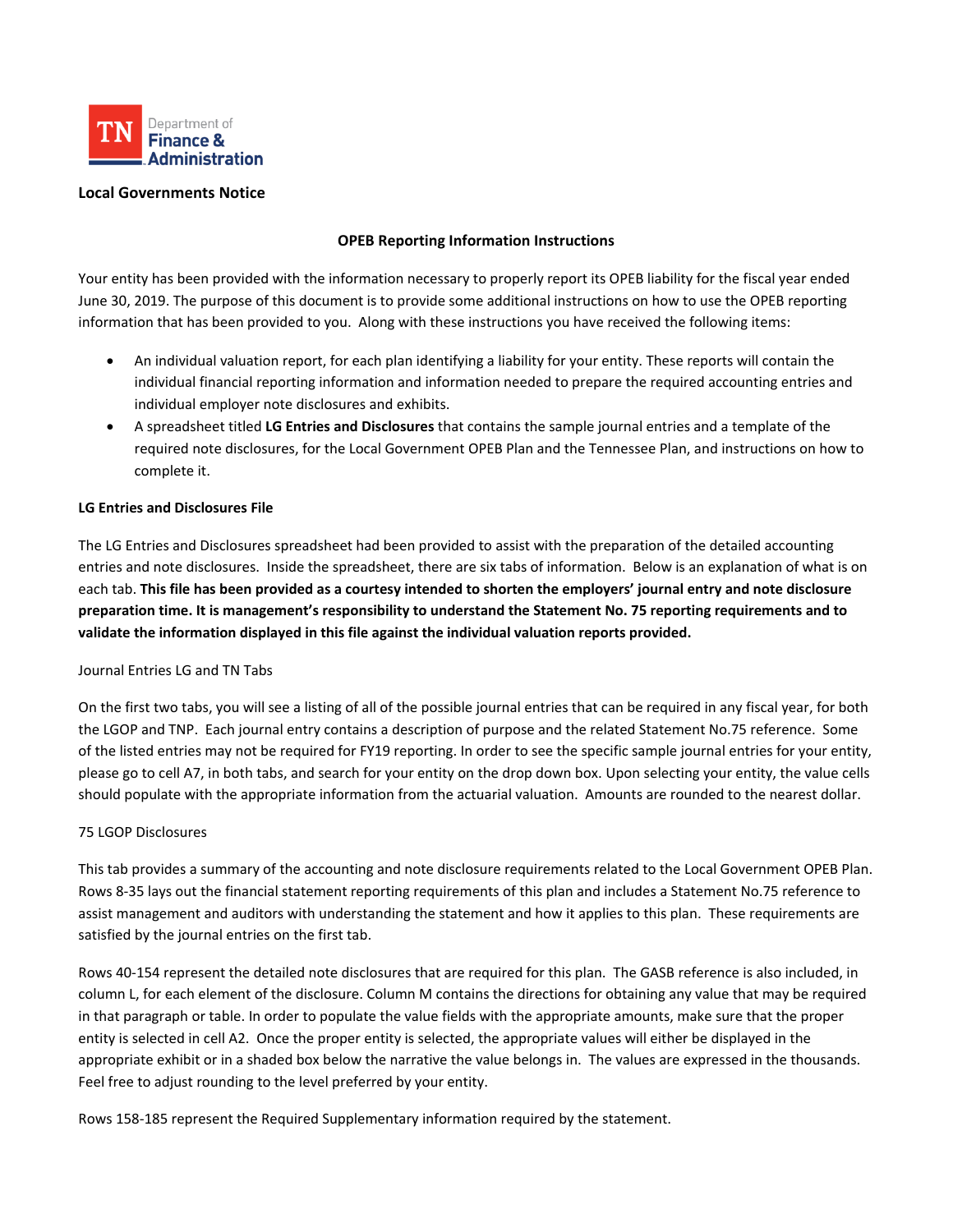TN Department of Finance & Administration

**Local Governments Notice**

## OPEB Reporting Information Instructions

Your entity has been provided with the information necessary to properly report its OPEB liability for the fiscal year ended June 30, 2019. The purpose of this document is to provide some additional instructions on how to use the OPEB reporting information that has been provided to you. Along with these instructions you have received the following items:

- An individual valuation report, for each plan identifying a liability for your entity. These reports will contain the individual financial reporting information and information needed to prepare the required accounting entries and individual employer note disclosures and exhibits.
- A spreadsheet titled **LG Entries and Disclosures** that contains the sample journal entries and a template of the required note disclosures, for the Local Government OPEB Plan and the Tennessee Plan, and instructions on how to complete it.

**LG Entries and Disclosures File**

The LG Entries and Disclosures spreadsheet had been provided to assist with the preparation of the detailed accounting entries and note disclosures. Inside the spreadsheet, there are six tabs of information. Below is an explanation of what is on each tab. **This file has been provided as a courtesy intended to shorten the employers' journal entry and note disclosure preparation time. It is management's responsibility to understand the Statement No. 75 reporting requirements and to validate the information displayed in this file against the individual valuation reports provided.**

Journal Entries LG and TN Tabs

On the first two tabs, you will see a listing of all of the possible journal entries that can be required in any fiscal year, for both the LGOP and TNP. Each journal entry contains a description of purpose and the related Statement No.75 reference. Some of the listed entries may not be required for FY19 reporting. In order to see the specific sample journal entries for your entity, please go to cell A7, in both tabs, and search for your entity on the drop down box. Upon selecting your entity, the value cells should populate with the appropriate information from the actuarial valuation. Amounts are rounded to the nearest dollar.

75 LGOP Disclosures

This tab provides a summary of the accounting and note disclosure requirements related to the Local Government OPEB Plan. Rows 8-35 lays out the financial statement reporting requirements of this plan and includes a Statement No.75 reference to assist management and auditors with understanding the statement and how it applies to this plan. These requirements are satisfied by the journal entries on the first tab.

Rows 40-154 represent the detailed note disclosures that are required for this plan. The GASB reference is also included, in column L, for each element of the disclosure. Column M contains the directions for obtaining any value that may be required in that paragraph or table. In order to populate the value fields with the appropriate amounts, make sure that the proper entity is selected in cell A2. Once the proper entity is selected, the appropriate values will either be displayed in the appropriate exhibit or in a shaded box below the narrative the value belongs in. The values are expressed in the thousands. Feel free to adjust rounding to the level preferred by your entity.

Rows 158-185 represent the Required Supplementary information required by the statement.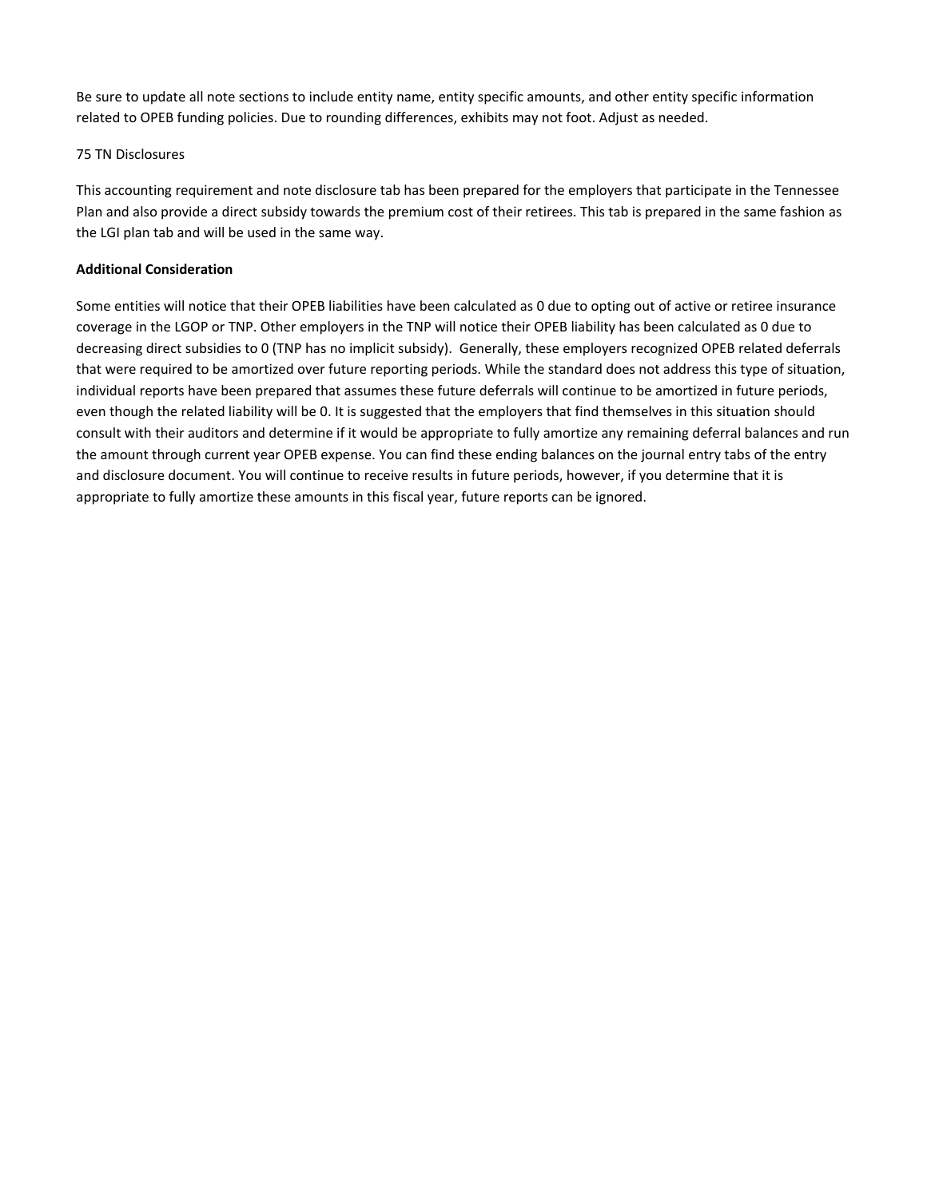Be sure to update all note sections to include entity name, entity specific amounts, and other entity specific information related to OPEB funding policies. Due to rounding differences, exhibits may not foot. Adjust as needed.

75 TN Disclosures

This accounting requirement and note disclosure tab has been prepared for the employers that participate in the Tennessee Plan and also provide a direct subsidy towards the premium cost of their retirees. This tab is prepared in the same fashion as the LGI plan tab and will be used in the same way.

**Additional Consideration**

Some entities will notice that their OPEB liabilities have been calculated as 0 due to opting out of active or retiree insurance coverage in the LGOP or TNP. Other employers in the TNP will notice their OPEB liability has been calculated as 0 due to decreasing direct subsidies to 0 (TNP has no implicit subsidy). Generally, these employers recognized OPEB related deferrals that were required to be amortized over future reporting periods. While the standard does not address this type of situation, individual reports have been prepared that assumes these future deferrals will continue to be amortized in future periods, even though the related liability will be 0. It is suggested that the employers that find themselves in this situation should consult with their auditors and determine if it would be appropriate to fully amortize any remaining deferral balances and run the amount through current year OPEB expense. You can find these ending balances on the journal entry tabs of the entry and disclosure document. You will continue to receive results in future periods, however, if you determine that it is appropriate to fully amortize these amounts in this fiscal year, future reports can be ignored.